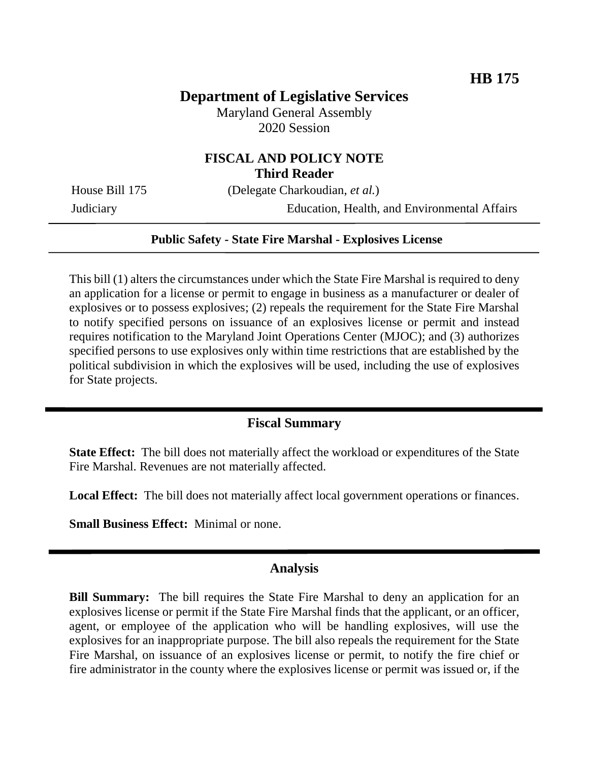**HB 175**

# Department of Legislative Services

Maryland General Assembly
2020 Session

## FISCAL AND POLICY NOTE
**Third Reader**

House Bill 175 (Delegate Charkoudian, *et al.*)
Judiciary Education, Health, and Environmental Affairs

**Public Safety - State Fire Marshal - Explosives License**

This bill (1) alters the circumstances under which the State Fire Marshal is required to deny an application for a license or permit to engage in business as a manufacturer or dealer of explosives or to possess explosives; (2) repeals the requirement for the State Fire Marshal to notify specified persons on issuance of an explosives license or permit and instead requires notification to the Maryland Joint Operations Center (MJOC); and (3) authorizes specified persons to use explosives only within time restrictions that are established by the political subdivision in which the explosives will be used, including the use of explosives for State projects.

## Fiscal Summary

**State Effect:** The bill does not materially affect the workload or expenditures of the State Fire Marshal. Revenues are not materially affected.

**Local Effect:** The bill does not materially affect local government operations or finances.

**Small Business Effect:** Minimal or none.

## Analysis

**Bill Summary:** The bill requires the State Fire Marshal to deny an application for an explosives license or permit if the State Fire Marshal finds that the applicant, or an officer, agent, or employee of the application who will be handling explosives, will use the explosives for an inappropriate purpose. The bill also repeals the requirement for the State Fire Marshal, on issuance of an explosives license or permit, to notify the fire chief or fire administrator in the county where the explosives license or permit was issued or, if the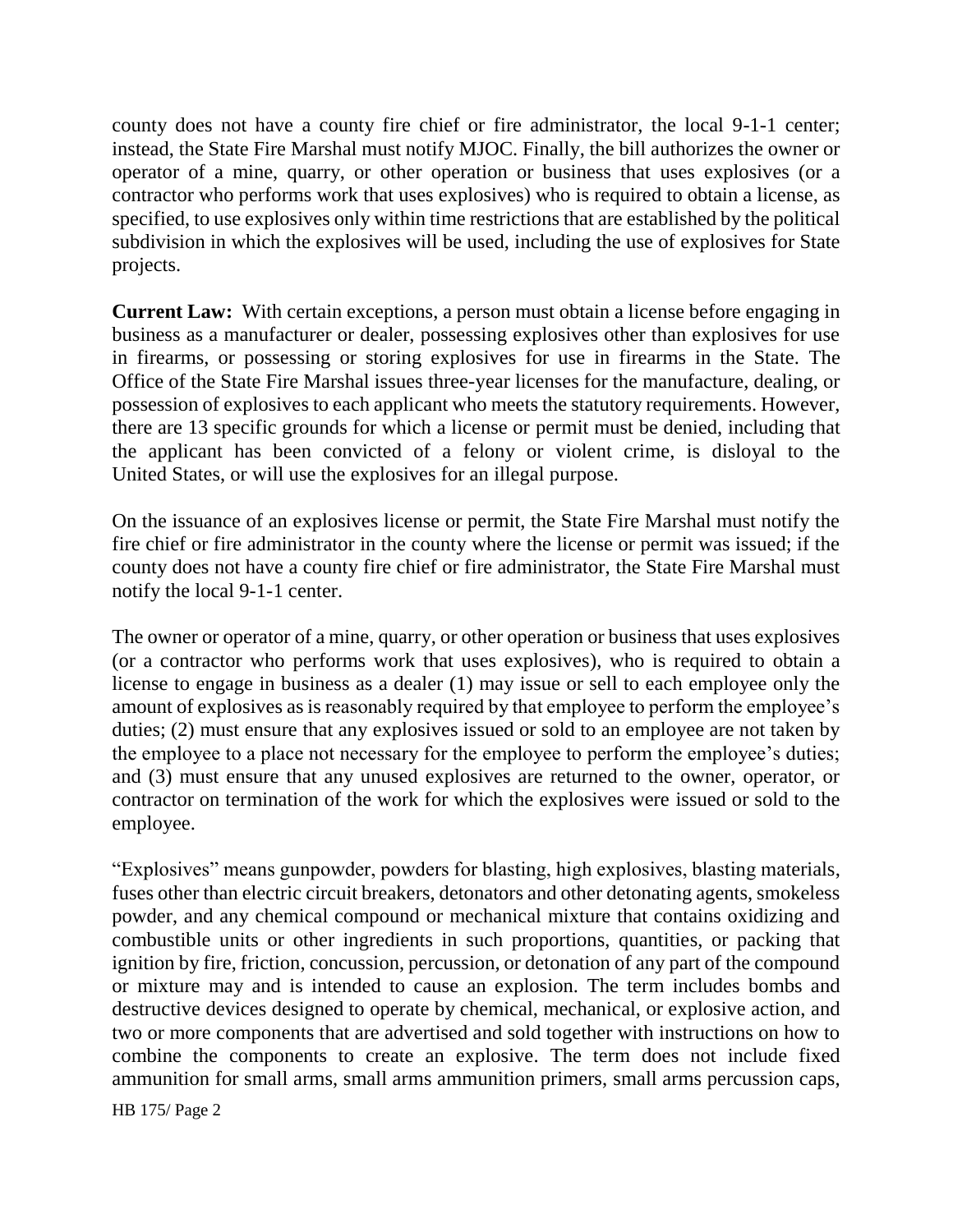county does not have a county fire chief or fire administrator, the local 9-1-1 center; instead, the State Fire Marshal must notify MJOC. Finally, the bill authorizes the owner or operator of a mine, quarry, or other operation or business that uses explosives (or a contractor who performs work that uses explosives) who is required to obtain a license, as specified, to use explosives only within time restrictions that are established by the political subdivision in which the explosives will be used, including the use of explosives for State projects.

**Current Law:** With certain exceptions, a person must obtain a license before engaging in business as a manufacturer or dealer, possessing explosives other than explosives for use in firearms, or possessing or storing explosives for use in firearms in the State. The Office of the State Fire Marshal issues three-year licenses for the manufacture, dealing, or possession of explosives to each applicant who meets the statutory requirements. However, there are 13 specific grounds for which a license or permit must be denied, including that the applicant has been convicted of a felony or violent crime, is disloyal to the United States, or will use the explosives for an illegal purpose.

On the issuance of an explosives license or permit, the State Fire Marshal must notify the fire chief or fire administrator in the county where the license or permit was issued; if the county does not have a county fire chief or fire administrator, the State Fire Marshal must notify the local 9-1-1 center.

The owner or operator of a mine, quarry, or other operation or business that uses explosives (or a contractor who performs work that uses explosives), who is required to obtain a license to engage in business as a dealer (1) may issue or sell to each employee only the amount of explosives as is reasonably required by that employee to perform the employee's duties; (2) must ensure that any explosives issued or sold to an employee are not taken by the employee to a place not necessary for the employee to perform the employee's duties; and (3) must ensure that any unused explosives are returned to the owner, operator, or contractor on termination of the work for which the explosives were issued or sold to the employee.

"Explosives" means gunpowder, powders for blasting, high explosives, blasting materials, fuses other than electric circuit breakers, detonators and other detonating agents, smokeless powder, and any chemical compound or mechanical mixture that contains oxidizing and combustible units or other ingredients in such proportions, quantities, or packing that ignition by fire, friction, concussion, percussion, or detonation of any part of the compound or mixture may and is intended to cause an explosion. The term includes bombs and destructive devices designed to operate by chemical, mechanical, or explosive action, and two or more components that are advertised and sold together with instructions on how to combine the components to create an explosive. The term does not include fixed ammunition for small arms, small arms ammunition primers, small arms percussion caps,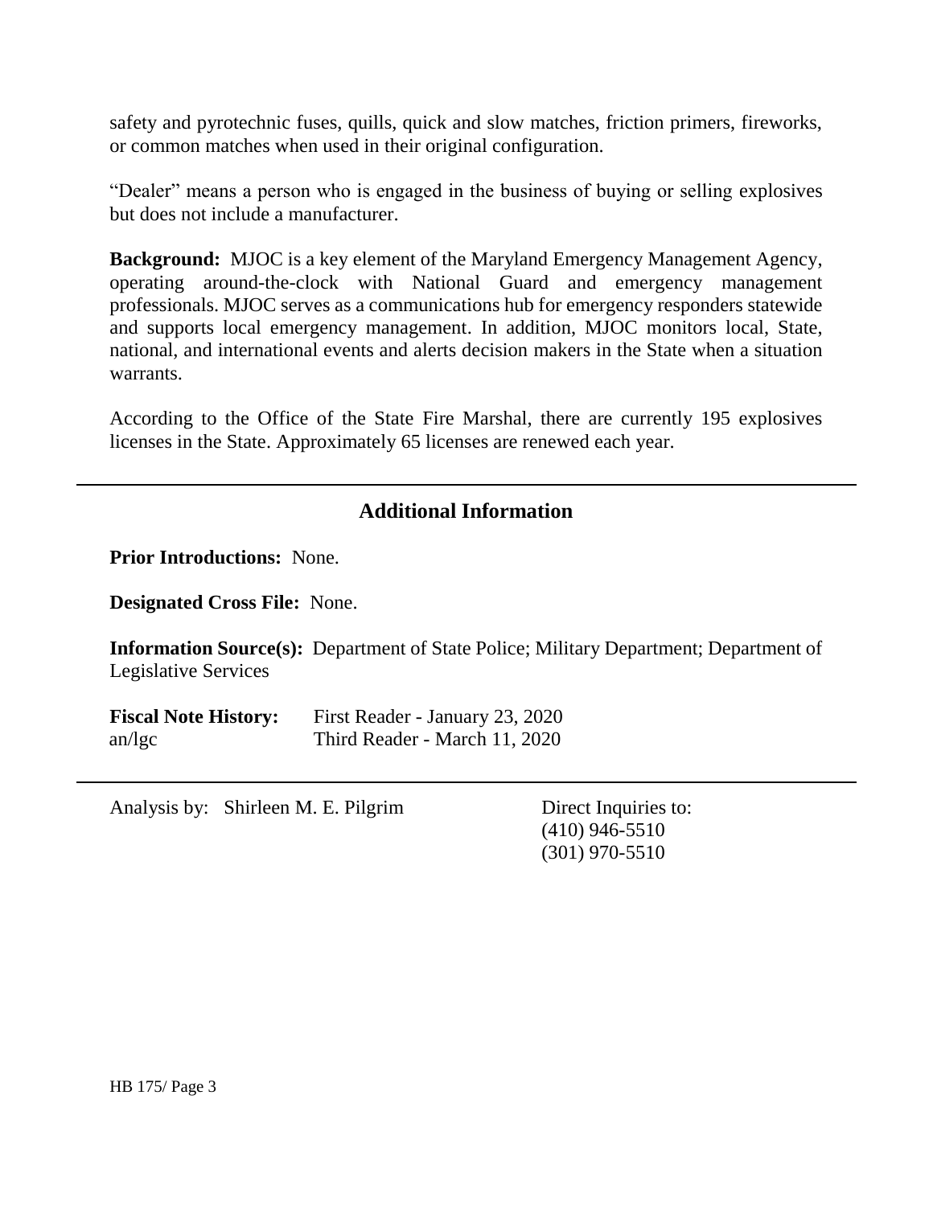safety and pyrotechnic fuses, quills, quick and slow matches, friction primers, fireworks, or common matches when used in their original configuration.

"Dealer" means a person who is engaged in the business of buying or selling explosives but does not include a manufacturer.

**Background:** MJOC is a key element of the Maryland Emergency Management Agency, operating around-the-clock with National Guard and emergency management professionals. MJOC serves as a communications hub for emergency responders statewide and supports local emergency management. In addition, MJOC monitors local, State, national, and international events and alerts decision makers in the State when a situation warrants.

According to the Office of the State Fire Marshal, there are currently 195 explosives licenses in the State. Approximately 65 licenses are renewed each year.

## Additional Information

**Prior Introductions:** None.

**Designated Cross File:** None.

**Information Source(s):** Department of State Police; Military Department; Department of Legislative Services

**Fiscal Note History:** First Reader - January 23, 2020
an/lgc Third Reader - March 11, 2020

Analysis by: Shirleen M. E. Pilgrim

Direct Inquiries to:
(410) 946-5510
(301) 970-5510